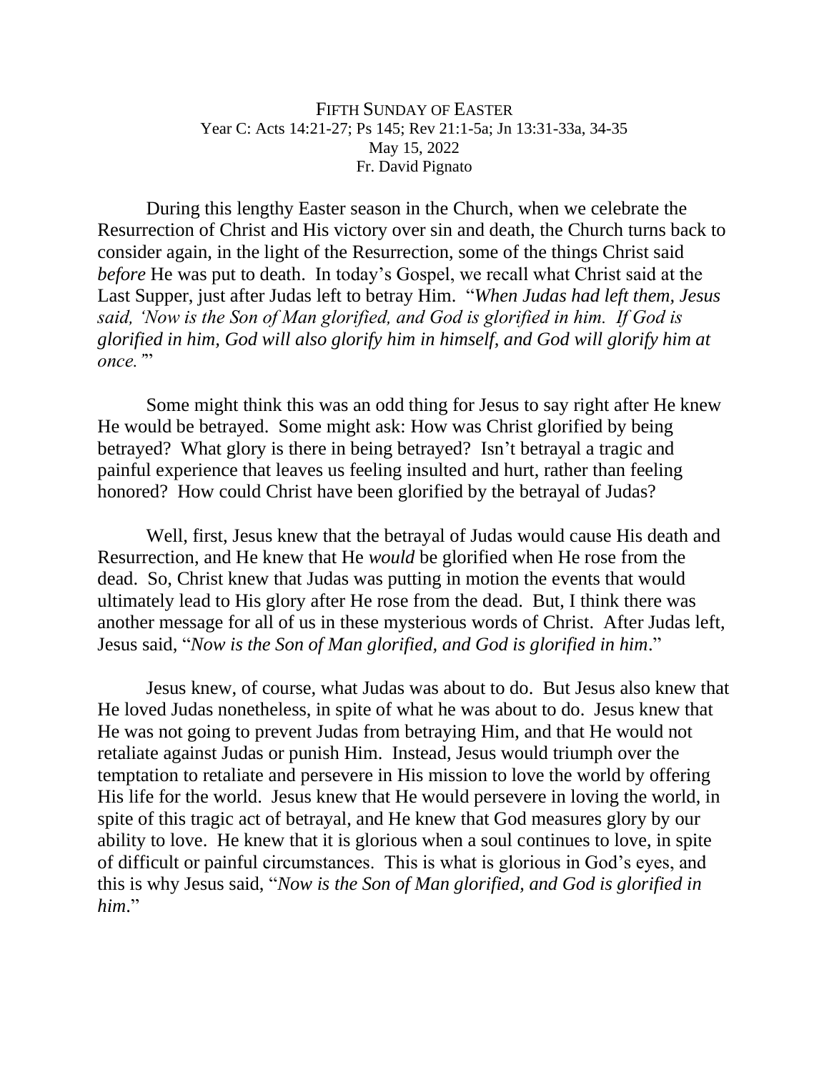# FIFTH SUNDAY OF EASTER

Year C: Acts 14:21-27; Ps 145; Rev 21:1-5a; Jn 13:31-33a, 34-35

May 15, 2022

Fr. David Pignato

During this lengthy Easter season in the Church, when we celebrate the Resurrection of Christ and His victory over sin and death, the Church turns back to consider again, in the light of the Resurrection, some of the things Christ said *before* He was put to death. In today's Gospel, we recall what Christ said at the Last Supper, just after Judas left to betray Him. "*When Judas had left them, Jesus said, 'Now is the Son of Man glorified, and God is glorified in him. If God is glorified in him, God will also glorify him in himself, and God will glorify him at once.'*"

Some might think this was an odd thing for Jesus to say right after He knew He would be betrayed. Some might ask: How was Christ glorified by being betrayed? What glory is there in being betrayed? Isn't betrayal a tragic and painful experience that leaves us feeling insulted and hurt, rather than feeling honored? How could Christ have been glorified by the betrayal of Judas?

Well, first, Jesus knew that the betrayal of Judas would cause His death and Resurrection, and He knew that He *would* be glorified when He rose from the dead. So, Christ knew that Judas was putting in motion the events that would ultimately lead to His glory after He rose from the dead. But, I think there was another message for all of us in these mysterious words of Christ. After Judas left, Jesus said, "*Now is the Son of Man glorified, and God is glorified in him*."

Jesus knew, of course, what Judas was about to do. But Jesus also knew that He loved Judas nonetheless, in spite of what he was about to do. Jesus knew that He was not going to prevent Judas from betraying Him, and that He would not retaliate against Judas or punish Him. Instead, Jesus would triumph over the temptation to retaliate and persevere in His mission to love the world by offering His life for the world. Jesus knew that He would persevere in loving the world, in spite of this tragic act of betrayal, and He knew that God measures glory by our ability to love. He knew that it is glorious when a soul continues to love, in spite of difficult or painful circumstances. This is what is glorious in God's eyes, and this is why Jesus said, "*Now is the Son of Man glorified, and God is glorified in him*."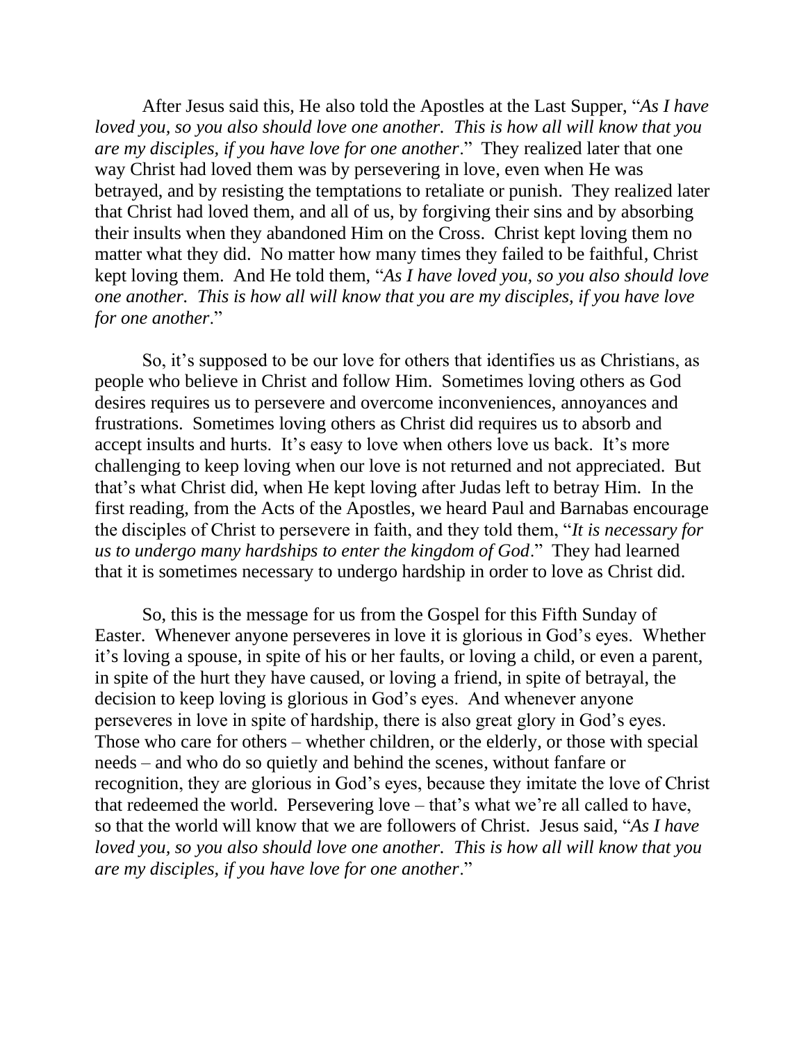After Jesus said this, He also told the Apostles at the Last Supper, "*As I have loved you, so you also should love one another. This is how all will know that you are my disciples, if you have love for one another*." They realized later that one way Christ had loved them was by persevering in love, even when He was betrayed, and by resisting the temptations to retaliate or punish. They realized later that Christ had loved them, and all of us, by forgiving their sins and by absorbing their insults when they abandoned Him on the Cross. Christ kept loving them no matter what they did. No matter how many times they failed to be faithful, Christ kept loving them. And He told them, "*As I have loved you, so you also should love one another. This is how all will know that you are my disciples, if you have love for one another*."

So, it's supposed to be our love for others that identifies us as Christians, as people who believe in Christ and follow Him. Sometimes loving others as God desires requires us to persevere and overcome inconveniences, annoyances and frustrations. Sometimes loving others as Christ did requires us to absorb and accept insults and hurts. It's easy to love when others love us back. It's more challenging to keep loving when our love is not returned and not appreciated. But that's what Christ did, when He kept loving after Judas left to betray Him. In the first reading, from the Acts of the Apostles, we heard Paul and Barnabas encourage the disciples of Christ to persevere in faith, and they told them, "*It is necessary for us to undergo many hardships to enter the kingdom of God*." They had learned that it is sometimes necessary to undergo hardship in order to love as Christ did.

So, this is the message for us from the Gospel for this Fifth Sunday of Easter. Whenever anyone perseveres in love it is glorious in God's eyes. Whether it's loving a spouse, in spite of his or her faults, or loving a child, or even a parent, in spite of the hurt they have caused, or loving a friend, in spite of betrayal, the decision to keep loving is glorious in God's eyes. And whenever anyone perseveres in love in spite of hardship, there is also great glory in God's eyes. Those who care for others – whether children, or the elderly, or those with special needs – and who do so quietly and behind the scenes, without fanfare or recognition, they are glorious in God's eyes, because they imitate the love of Christ that redeemed the world. Persevering love – that's what we're all called to have, so that the world will know that we are followers of Christ. Jesus said, "*As I have loved you, so you also should love one another. This is how all will know that you are my disciples, if you have love for one another*."